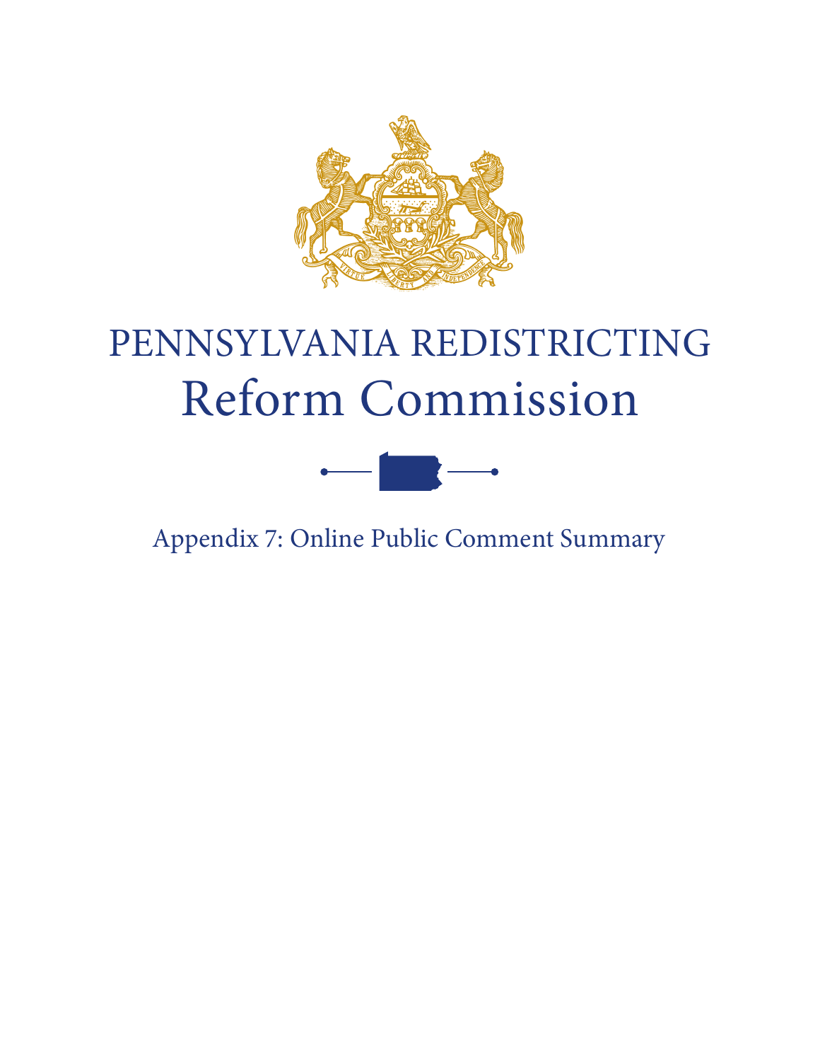# PENNSYLVANIA REDISTRICTING
# Reform Commission

## Appendix 7: Online Public Comment Summary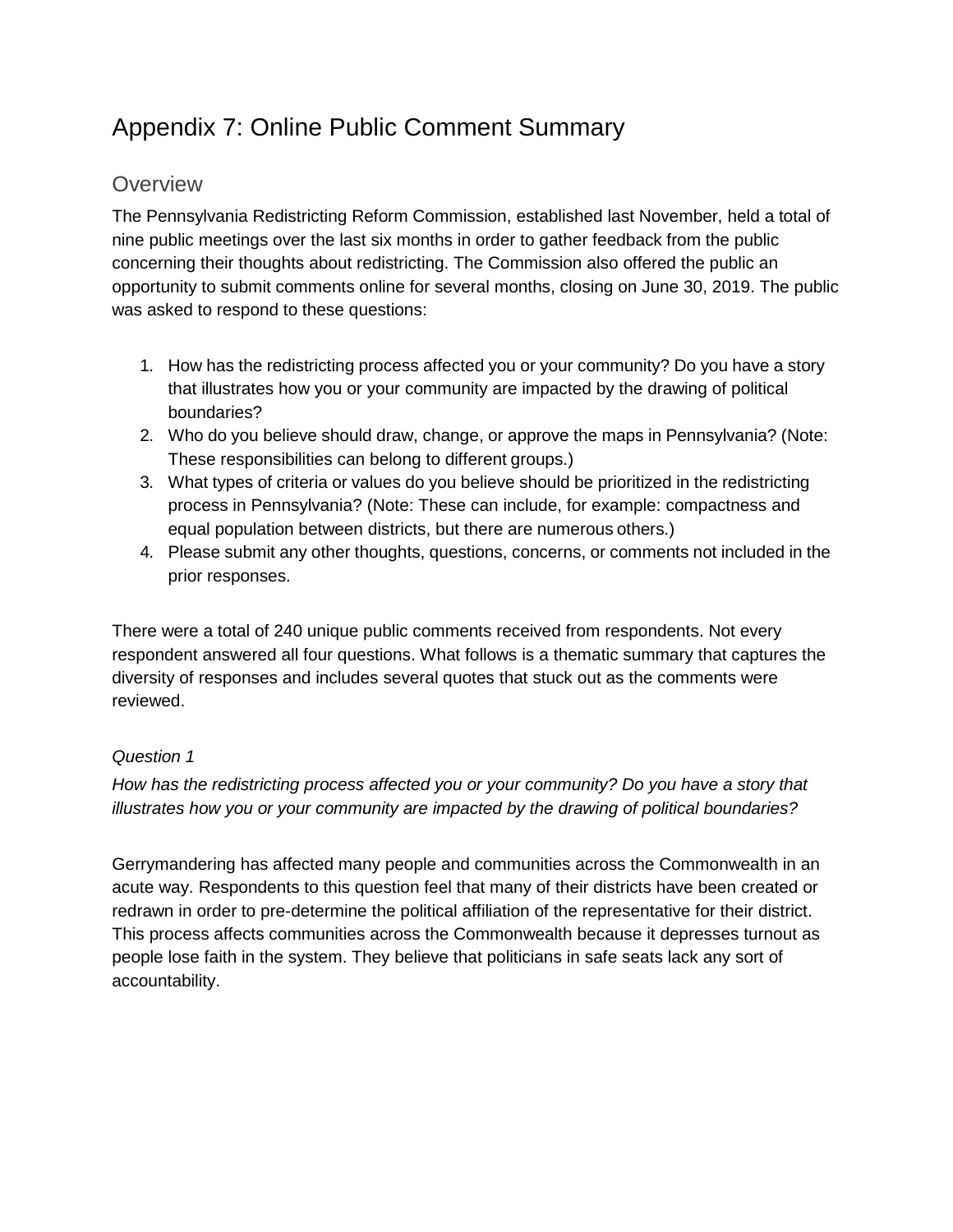# Appendix 7: Online Public Comment Summary

## Overview

The Pennsylvania Redistricting Reform Commission, established last November, held a total of nine public meetings over the last six months in order to gather feedback from the public concerning their thoughts about redistricting. The Commission also offered the public an opportunity to submit comments online for several months, closing on June 30, 2019. The public was asked to respond to these questions:

1. How has the redistricting process affected you or your community? Do you have a story that illustrates how you or your community are impacted by the drawing of political boundaries?
2. Who do you believe should draw, change, or approve the maps in Pennsylvania? (Note: These responsibilities can belong to different groups.)
3. What types of criteria or values do you believe should be prioritized in the redistricting process in Pennsylvania? (Note: These can include, for example: compactness and equal population between districts, but there are numerous others.)
4. Please submit any other thoughts, questions, concerns, or comments not included in the prior responses.

There were a total of 240 unique public comments received from respondents. Not every respondent answered all four questions. What follows is a thematic summary that captures the diversity of responses and includes several quotes that stuck out as the comments were reviewed.

*Question 1*

*How has the redistricting process affected you or your community? Do you have a story that illustrates how you or your community are impacted by the drawing of political boundaries?*

Gerrymandering has affected many people and communities across the Commonwealth in an acute way. Respondents to this question feel that many of their districts have been created or redrawn in order to pre-determine the political affiliation of the representative for their district. This process affects communities across the Commonwealth because it depresses turnout as people lose faith in the system. They believe that politicians in safe seats lack any sort of accountability.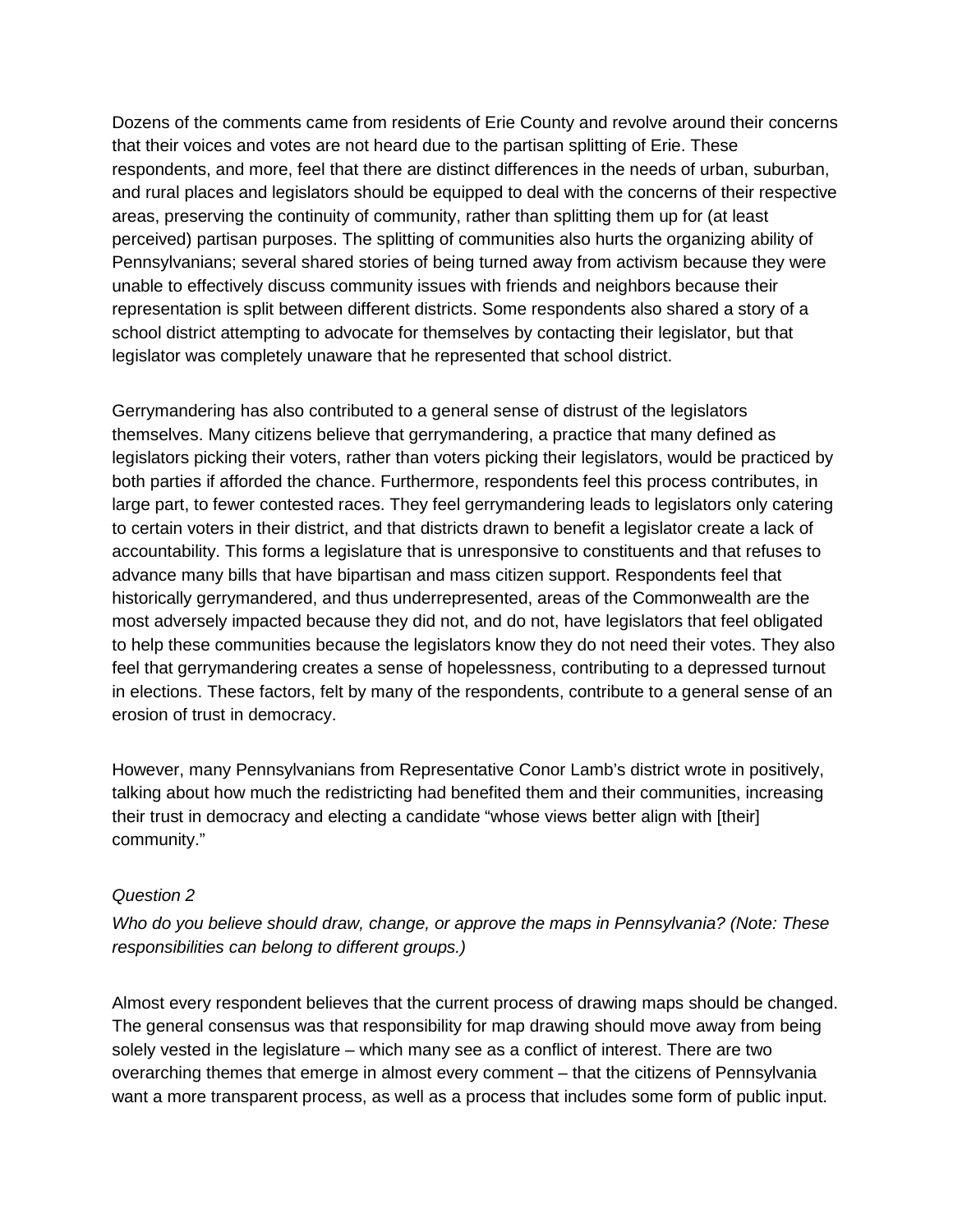Dozens of the comments came from residents of Erie County and revolve around their concerns that their voices and votes are not heard due to the partisan splitting of Erie. These respondents, and more, feel that there are distinct differences in the needs of urban, suburban, and rural places and legislators should be equipped to deal with the concerns of their respective areas, preserving the continuity of community, rather than splitting them up for (at least perceived) partisan purposes. The splitting of communities also hurts the organizing ability of Pennsylvanians; several shared stories of being turned away from activism because they were unable to effectively discuss community issues with friends and neighbors because their representation is split between different districts. Some respondents also shared a story of a school district attempting to advocate for themselves by contacting their legislator, but that legislator was completely unaware that he represented that school district.

Gerrymandering has also contributed to a general sense of distrust of the legislators themselves. Many citizens believe that gerrymandering, a practice that many defined as legislators picking their voters, rather than voters picking their legislators, would be practiced by both parties if afforded the chance. Furthermore, respondents feel this process contributes, in large part, to fewer contested races. They feel gerrymandering leads to legislators only catering to certain voters in their district, and that districts drawn to benefit a legislator create a lack of accountability. This forms a legislature that is unresponsive to constituents and that refuses to advance many bills that have bipartisan and mass citizen support. Respondents feel that historically gerrymandered, and thus underrepresented, areas of the Commonwealth are the most adversely impacted because they did not, and do not, have legislators that feel obligated to help these communities because the legislators know they do not need their votes. They also feel that gerrymandering creates a sense of hopelessness, contributing to a depressed turnout in elections. These factors, felt by many of the respondents, contribute to a general sense of an erosion of trust in democracy.

However, many Pennsylvanians from Representative Conor Lamb's district wrote in positively, talking about how much the redistricting had benefited them and their communities, increasing their trust in democracy and electing a candidate "whose views better align with [their] community."

*Question 2*

*Who do you believe should draw, change, or approve the maps in Pennsylvania? (Note: These responsibilities can belong to different groups.)*

Almost every respondent believes that the current process of drawing maps should be changed. The general consensus was that responsibility for map drawing should move away from being solely vested in the legislature – which many see as a conflict of interest. There are two overarching themes that emerge in almost every comment – that the citizens of Pennsylvania want a more transparent process, as well as a process that includes some form of public input.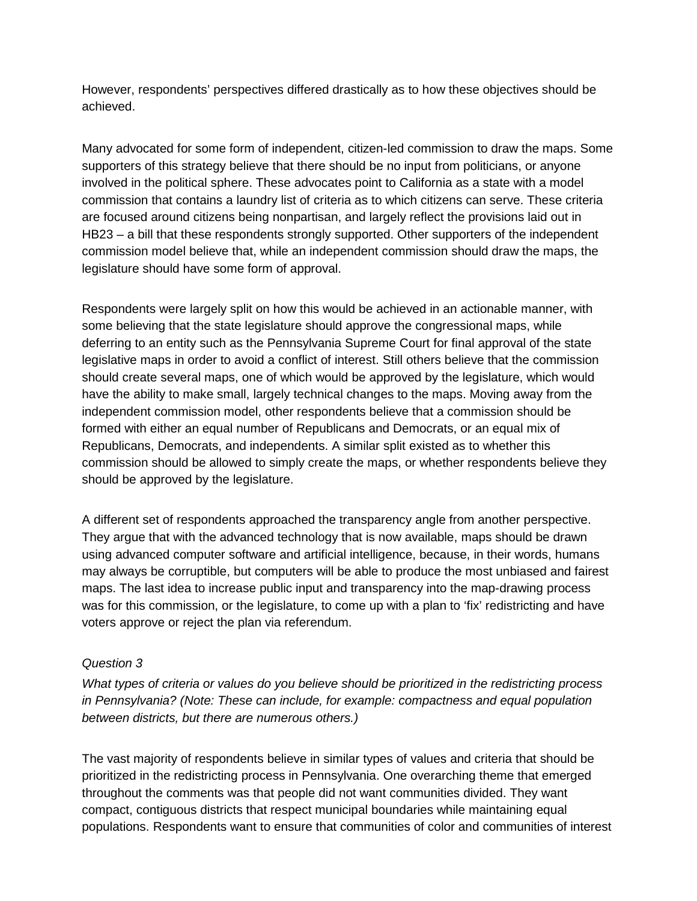However, respondents' perspectives differed drastically as to how these objectives should be achieved.

Many advocated for some form of independent, citizen-led commission to draw the maps. Some supporters of this strategy believe that there should be no input from politicians, or anyone involved in the political sphere. These advocates point to California as a state with a model commission that contains a laundry list of criteria as to which citizens can serve. These criteria are focused around citizens being nonpartisan, and largely reflect the provisions laid out in HB23 – a bill that these respondents strongly supported. Other supporters of the independent commission model believe that, while an independent commission should draw the maps, the legislature should have some form of approval.

Respondents were largely split on how this would be achieved in an actionable manner, with some believing that the state legislature should approve the congressional maps, while deferring to an entity such as the Pennsylvania Supreme Court for final approval of the state legislative maps in order to avoid a conflict of interest. Still others believe that the commission should create several maps, one of which would be approved by the legislature, which would have the ability to make small, largely technical changes to the maps. Moving away from the independent commission model, other respondents believe that a commission should be formed with either an equal number of Republicans and Democrats, or an equal mix of Republicans, Democrats, and independents. A similar split existed as to whether this commission should be allowed to simply create the maps, or whether respondents believe they should be approved by the legislature.

A different set of respondents approached the transparency angle from another perspective. They argue that with the advanced technology that is now available, maps should be drawn using advanced computer software and artificial intelligence, because, in their words, humans may always be corruptible, but computers will be able to produce the most unbiased and fairest maps. The last idea to increase public input and transparency into the map-drawing process was for this commission, or the legislature, to come up with a plan to 'fix' redistricting and have voters approve or reject the plan via referendum.

*Question 3*

*What types of criteria or values do you believe should be prioritized in the redistricting process in Pennsylvania? (Note: These can include, for example: compactness and equal population between districts, but there are numerous others.)*

The vast majority of respondents believe in similar types of values and criteria that should be prioritized in the redistricting process in Pennsylvania. One overarching theme that emerged throughout the comments was that people did not want communities divided. They want compact, contiguous districts that respect municipal boundaries while maintaining equal populations. Respondents want to ensure that communities of color and communities of interest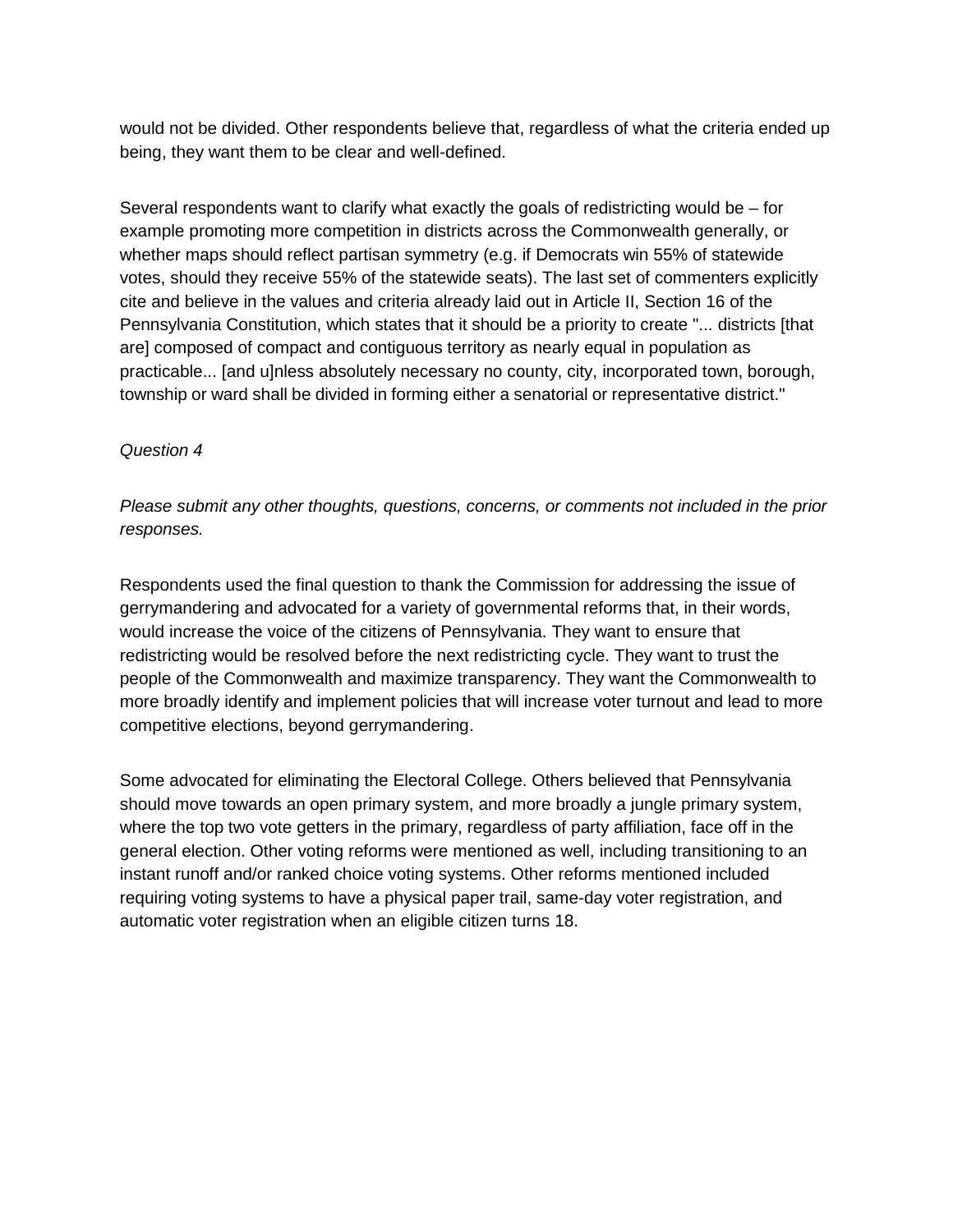would not be divided. Other respondents believe that, regardless of what the criteria ended up being, they want them to be clear and well-defined.

Several respondents want to clarify what exactly the goals of redistricting would be – for example promoting more competition in districts across the Commonwealth generally, or whether maps should reflect partisan symmetry (e.g. if Democrats win 55% of statewide votes, should they receive 55% of the statewide seats). The last set of commenters explicitly cite and believe in the values and criteria already laid out in Article II, Section 16 of the Pennsylvania Constitution, which states that it should be a priority to create "... districts [that are] composed of compact and contiguous territory as nearly equal in population as practicable... [and u]nless absolutely necessary no county, city, incorporated town, borough, township or ward shall be divided in forming either a senatorial or representative district."

*Question 4*

*Please submit any other thoughts, questions, concerns, or comments not included in the prior responses.*

Respondents used the final question to thank the Commission for addressing the issue of gerrymandering and advocated for a variety of governmental reforms that, in their words, would increase the voice of the citizens of Pennsylvania. They want to ensure that redistricting would be resolved before the next redistricting cycle. They want to trust the people of the Commonwealth and maximize transparency. They want the Commonwealth to more broadly identify and implement policies that will increase voter turnout and lead to more competitive elections, beyond gerrymandering.

Some advocated for eliminating the Electoral College. Others believed that Pennsylvania should move towards an open primary system, and more broadly a jungle primary system, where the top two vote getters in the primary, regardless of party affiliation, face off in the general election. Other voting reforms were mentioned as well, including transitioning to an instant runoff and/or ranked choice voting systems. Other reforms mentioned included requiring voting systems to have a physical paper trail, same-day voter registration, and automatic voter registration when an eligible citizen turns 18.